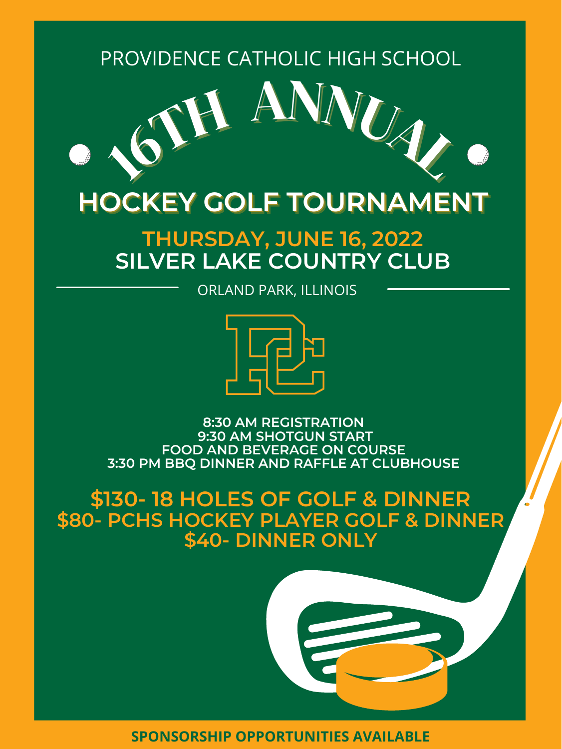PROVIDENCE CATHOLIC HIGH SCHOOL

# 16TH ANNUAL

# HOCKEY GOLF TOURNAMENT

## THURSDAY, JUNE 16, 2022

## SILVER LAKE COUNTRY CLUB

ORLAND PARK, ILLINOIS

**8:30 AM REGISTRATION**
**9:30 AM SHOTGUN START**
**FOOD AND BEVERAGE ON COURSE**
**3:30 PM BBQ DINNER AND RAFFLE AT CLUBHOUSE**

**$130- 18 HOLES OF GOLF & DINNER**
**$80- PCHS HOCKEY PLAYER GOLF & DINNER**
**$40- DINNER ONLY**

**SPONSORSHIP OPPORTUNITIES AVAILABLE**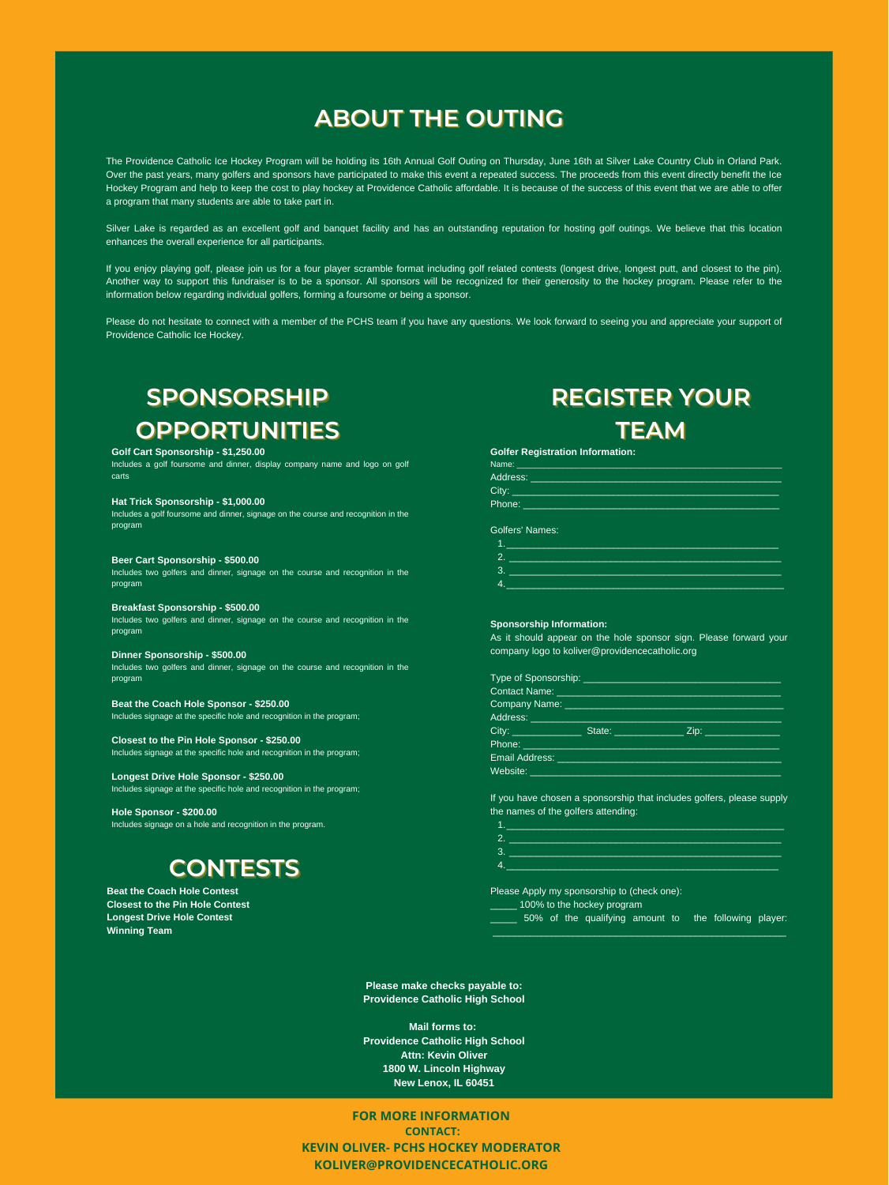# ABOUT THE OUTING

The Providence Catholic Ice Hockey Program will be holding its 16th Annual Golf Outing on Thursday, June 16th at Silver Lake Country Club in Orland Park. Over the past years, many golfers and sponsors have participated to make this event a repeated success. The proceeds from this event directly benefit the Ice Hockey Program and help to keep the cost to play hockey at Providence Catholic affordable. It is because of the success of this event that we are able to offer a program that many students are able to take part in.

Silver Lake is regarded as an excellent golf and banquet facility and has an outstanding reputation for hosting golf outings. We believe that this location enhances the overall experience for all participants.

If you enjoy playing golf, please join us for a four player scramble format including golf related contests (longest drive, longest putt, and closest to the pin). Another way to support this fundraiser is to be a sponsor. All sponsors will be recognized for their generosity to the hockey program. Please refer to the information below regarding individual golfers, forming a foursome or being a sponsor.

Please do not hesitate to connect with a member of the PCHS team if you have any questions. We look forward to seeing you and appreciate your support of Providence Catholic Ice Hockey.

## SPONSORSHIP OPPORTUNITIES

**Golf Cart Sponsorship - $1,250.00**
Includes a golf foursome and dinner, display company name and logo on golf carts

**Hat Trick Sponsorship - $1,000.00**
Includes a golf foursome and dinner, signage on the course and recognition in the program

**Beer Cart Sponsorship - $500.00**
Includes two golfers and dinner, signage on the course and recognition in the program

**Breakfast Sponsorship - $500.00**
Includes two golfers and dinner, signage on the course and recognition in the program

**Dinner Sponsorship - $500.00**
Includes two golfers and dinner, signage on the course and recognition in the program

**Beat the Coach Hole Sponsor - $250.00**
Includes signage at the specific hole and recognition in the program;

**Closest to the Pin Hole Sponsor - $250.00**
Includes signage at the specific hole and recognition in the program;

**Longest Drive Hole Sponsor - $250.00**
Includes signage at the specific hole and recognition in the program;

**Hole Sponsor - $200.00**
Includes signage on a hole and recognition in the program.

## CONTESTS

**Beat the Coach Hole Contest**
**Closest to the Pin Hole Contest**
**Longest Drive Hole Contest**
**Winning Team**

## REGISTER YOUR TEAM

**Golfer Registration Information:**

Name: ____________________________________________
Address: __________________________________________
City: _____________________________________________
Phone: ____________________________________________

Golfers' Names:

1. ________________________________________________
2. ________________________________________________
3. ________________________________________________
4. ________________________________________________

**Sponsorship Information:**

As it should appear on the hole sponsor sign. Please forward your company logo to koliver@providencecatholic.org

Type of Sponsorship: _______________________________
Contact Name: ____________________________________
Company Name: ___________________________________
Address: _________________________________________
City: ____________ State: ____________ Zip: ____________
Phone: __________________________________________
Email Address: ____________________________________
Website: _________________________________________

If you have chosen a sponsorship that includes golfers, please supply the names of the golfers attending:

1. ________________________________________________
2. ________________________________________________
3. ________________________________________________
4. ________________________________________________

Please Apply my sponsorship to (check one):
_____ 100% to the hockey program
_____ 50% of the qualifying amount to the following player: ________________________________________________

**Please make checks payable to:**
**Providence Catholic High School**

**Mail forms to:**
**Providence Catholic High School**
**Attn: Kevin Oliver**
**1800 W. Lincoln Highway**
**New Lenox, IL 60451**

**FOR MORE INFORMATION CONTACT:**
**KEVIN OLIVER- PCHS HOCKEY MODERATOR**
**KOLIVER@PROVIDENCECATHOLIC.ORG**